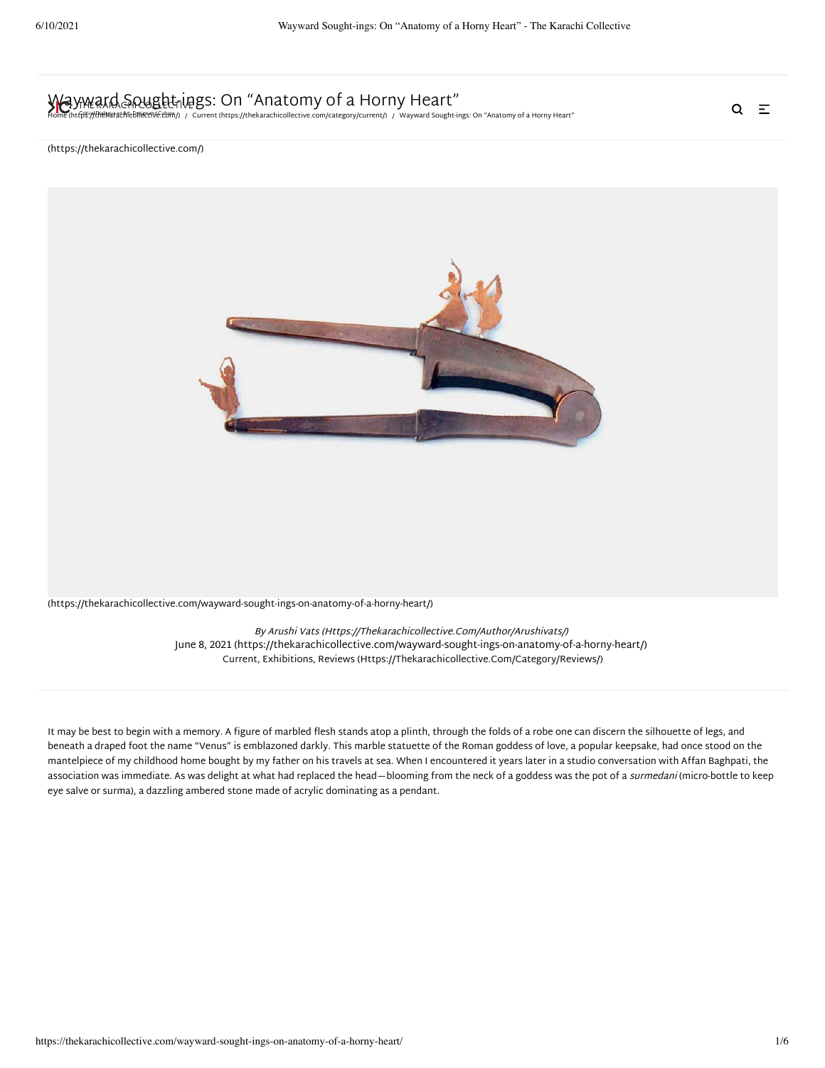# Wayward Sought-ings: On "Anatomy of a Horny Heart"

Home (https://thekarachicollective.com/) / Current (https://thekarachicollective.com/category/current/) / Wayward Sought-ings: On "Anatomy of a Horny Heart"

(https://thekarachicollective.com/)

(https://thekarachicollective.com/wayward-sought-ings-on-anatomy-of-a-horny-heart/)

*By Arushi Vats (Https://Thekarachicollective.Com/Author/Arushivats/)*
June 8, 2021 (https://thekarachicollective.com/wayward-sought-ings-on-anatomy-of-a-horny-heart/)
Current, Exhibitions, Reviews (Https://Thekarachicollective.Com/Category/Reviews/)

It may be best to begin with a memory. A figure of marbled flesh stands atop a plinth, through the folds of a robe one can discern the silhouette of legs, and beneath a draped foot the name "Venus" is emblazoned darkly. This marble statuette of the Roman goddess of love, a popular keepsake, had once stood on the mantelpiece of my childhood home bought by my father on his travels at sea. When I encountered it years later in a studio conversation with Affan Baghpati, the association was immediate. As was delight at what had replaced the head—blooming from the neck of a goddess was the pot of a *surmedani* (micro-bottle to keep eye salve or surma), a dazzling ambered stone made of acrylic dominating as a pendant.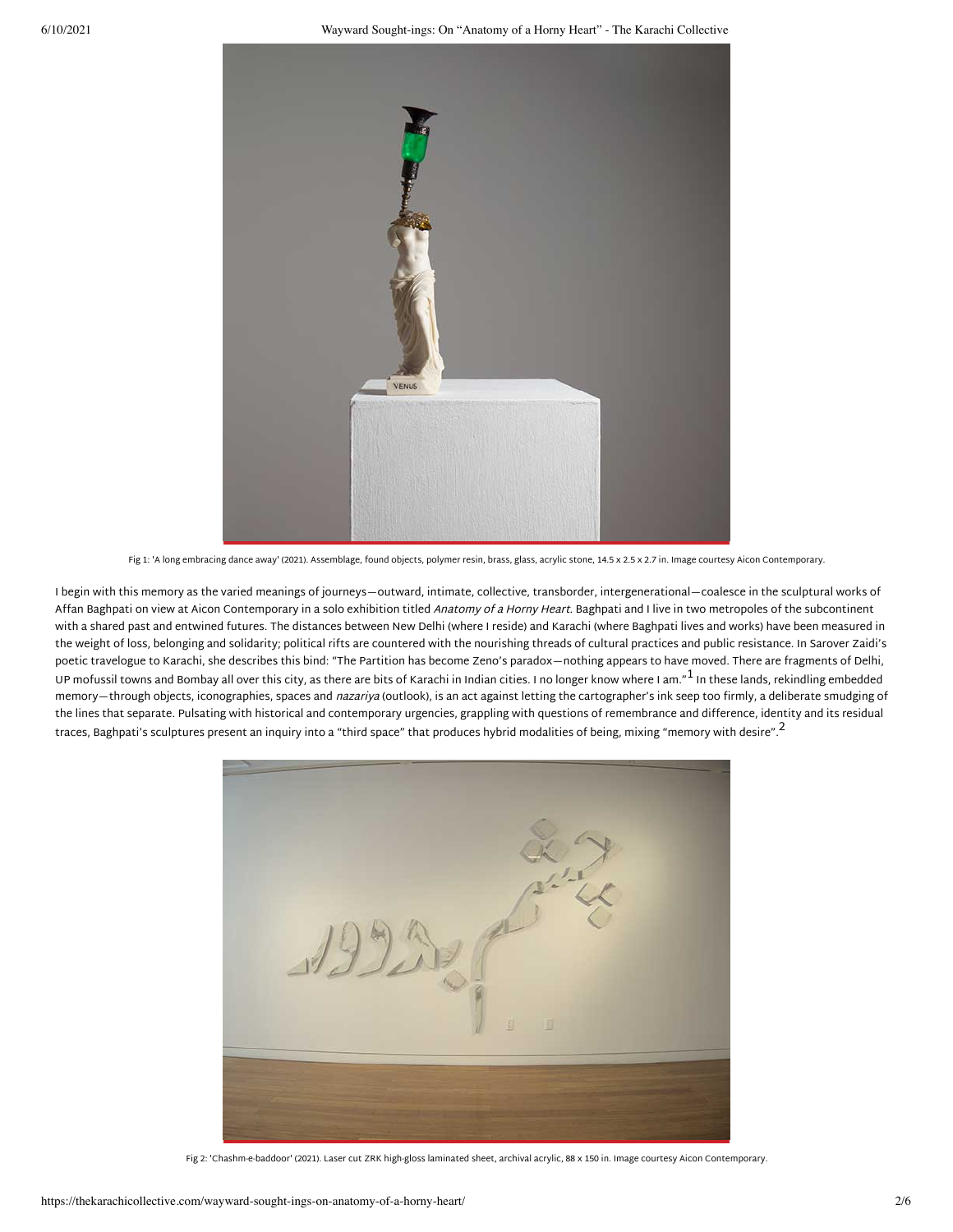Fig 1: 'A long embracing dance away' (2021). Assemblage, found objects, polymer resin, brass, glass, acrylic stone, 14.5 x 2.5 x 2.7 in. Image courtesy Aicon Contemporary.

I begin with this memory as the varied meanings of journeys—outward, intimate, collective, transborder, intergenerational—coalesce in the sculptural works of Affan Baghpati on view at Aicon Contemporary in a solo exhibition titled *Anatomy of a Horny Heart*. Baghpati and I live in two metropoles of the subcontinent with a shared past and entwined futures. The distances between New Delhi (where I reside) and Karachi (where Baghpati lives and works) have been measured in the weight of loss, belonging and solidarity; political rifts are countered with the nourishing threads of cultural practices and public resistance. In Sarover Zaidi's poetic travelogue to Karachi, she describes this bind: "The Partition has become Zeno's paradox—nothing appears to have moved. There are fragments of Delhi, UP mofussil towns and Bombay all over this city, as there are bits of Karachi in Indian cities. I no longer know where I am."[1] In these lands, rekindling embedded memory—through objects, iconographies, spaces and *nazariya* (outlook), is an act against letting the cartographer's ink seep too firmly, a deliberate smudging of the lines that separate. Pulsating with historical and contemporary urgencies, grappling with questions of remembrance and difference, identity and its residual traces, Baghpati's sculptures present an inquiry into a "third space" that produces hybrid modalities of being, mixing "memory with desire".[2]

Fig 2: 'Chashm-e-baddoor' (2021). Laser cut ZRK high-gloss laminated sheet, archival acrylic, 88 x 150 in. Image courtesy Aicon Contemporary.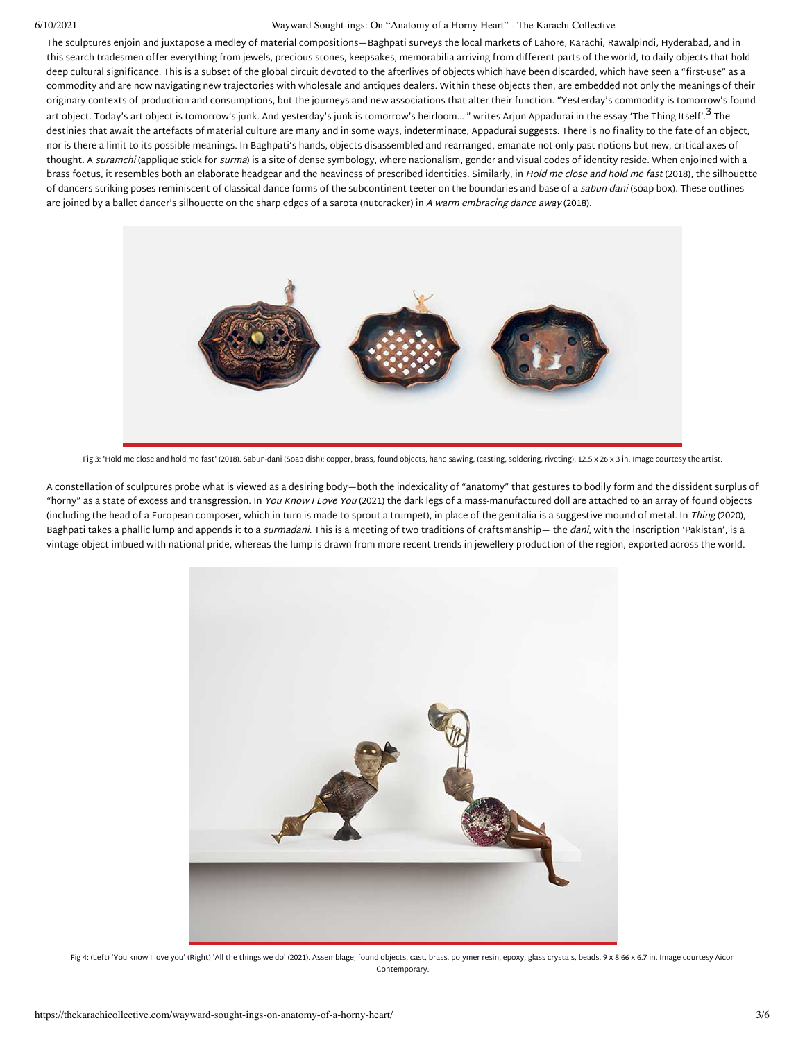The sculptures enjoin and juxtapose a medley of material compositions—Baghpati surveys the local markets of Lahore, Karachi, Rawalpindi, Hyderabad, and in this search tradesmen offer everything from jewels, precious stones, keepsakes, memorabilia arriving from different parts of the world, to daily objects that hold deep cultural significance. This is a subset of the global circuit devoted to the afterlives of objects which have been discarded, which have seen a "first-use" as a commodity and are now navigating new trajectories with wholesale and antiques dealers. Within these objects then, are embedded not only the meanings of their originary contexts of production and consumptions, but the journeys and new associations that alter their function. "Yesterday's commodity is tomorrow's found art object. Today's art object is tomorrow's junk. And yesterday's junk is tomorrow's heirloom… " writes Arjun Appadurai in the essay 'The Thing Itself'.[3] The destinies that await the artefacts of material culture are many and in some ways, indeterminate, Appadurai suggests. There is no finality to the fate of an object, nor is there a limit to its possible meanings. In Baghpati's hands, objects disassembled and rearranged, emanate not only past notions but new, critical axes of thought. A *suramchi* (applique stick for *surma*) is a site of dense symbology, where nationalism, gender and visual codes of identity reside. When enjoined with a brass foetus, it resembles both an elaborate headgear and the heaviness of prescribed identities. Similarly, in *Hold me close and hold me fast* (2018), the silhouette of dancers striking poses reminiscent of classical dance forms of the subcontinent teeter on the boundaries and base of a *sabun-dani* (soap box). These outlines are joined by a ballet dancer's silhouette on the sharp edges of a sarota (nutcracker) in *A warm embracing dance away* (2018).

Fig 3: 'Hold me close and hold me fast' (2018). Sabun-dani (Soap dish); copper, brass, found objects, hand sawing, (casting, soldering, riveting), 12.5 x 26 x 3 in. Image courtesy the artist.

A constellation of sculptures probe what is viewed as a desiring body—both the indexicality of "anatomy" that gestures to bodily form and the dissident surplus of "horny" as a state of excess and transgression. In *You Know I Love You* (2021) the dark legs of a mass-manufactured doll are attached to an array of found objects (including the head of a European composer, which in turn is made to sprout a trumpet), in place of the genitalia is a suggestive mound of metal. In *Thing* (2020), Baghpati takes a phallic lump and appends it to a *surmadani*. This is a meeting of two traditions of craftsmanship— the *dani*, with the inscription 'Pakistan', is a vintage object imbued with national pride, whereas the lump is drawn from more recent trends in jewellery production of the region, exported across the world.

Fig 4: (Left) 'You know I love you' (Right) 'All the things we do' (2021). Assemblage, found objects, cast, brass, polymer resin, epoxy, glass crystals, beads, 9 x 8.66 x 6.7 in. Image courtesy Aicon Contemporary.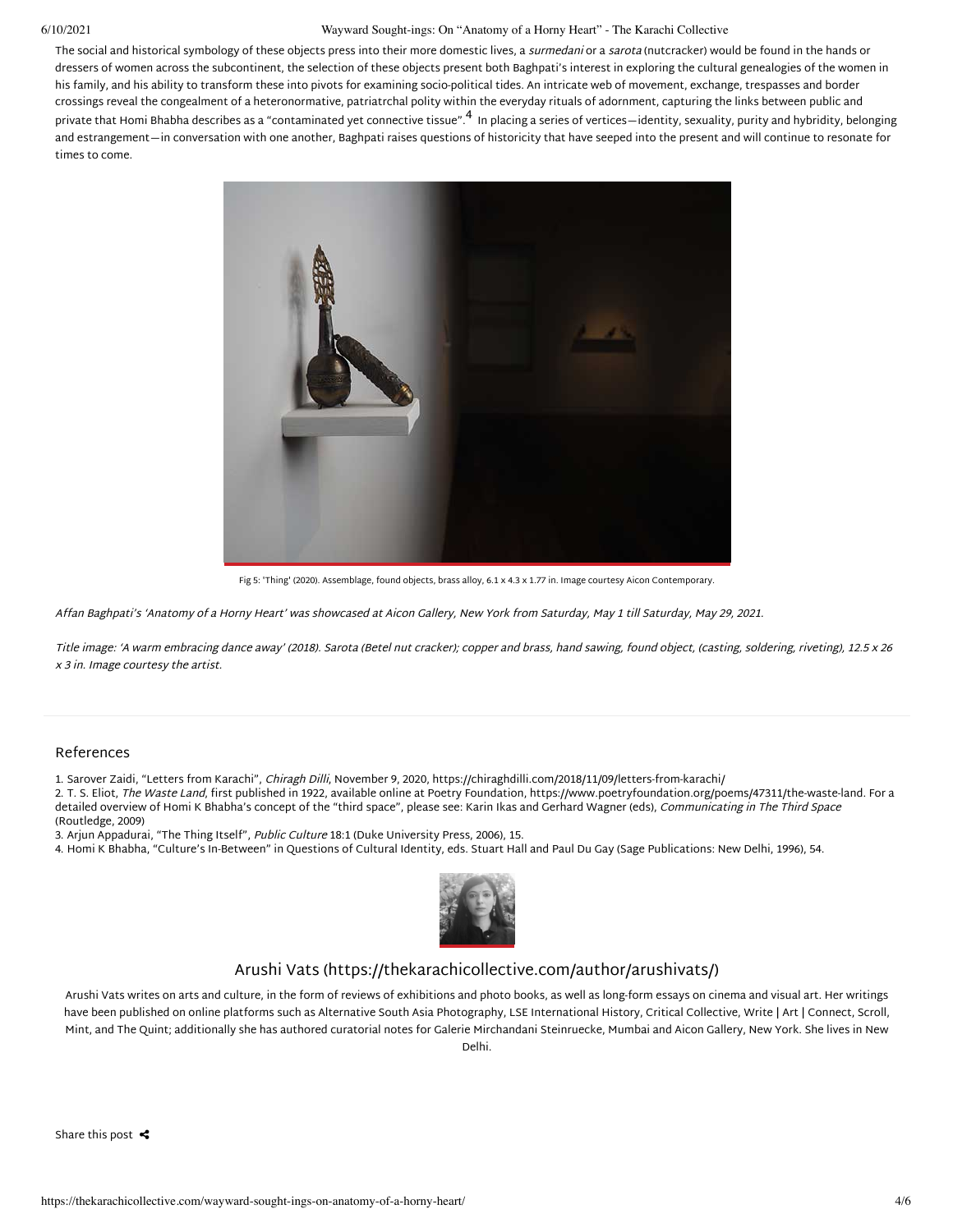The social and historical symbology of these objects press into their more domestic lives, a *surmedani* or a *sarota* (nutcracker) would be found in the hands or dressers of women across the subcontinent, the selection of these objects present both Baghpati's interest in exploring the cultural genealogies of the women in his family, and his ability to transform these into pivots for examining socio-political tides. An intricate web of movement, exchange, trespasses and border crossings reveal the congealment of a heteronormative, patriatrchal polity within the everyday rituals of adornment, capturing the links between public and private that Homi Bhabha describes as a "contaminated yet connective tissue".[4] In placing a series of vertices—identity, sexuality, purity and hybridity, belonging and estrangement—in conversation with one another, Baghpati raises questions of historicity that have seeped into the present and will continue to resonate for times to come.

Fig 5: 'Thing' (2020). Assemblage, found objects, brass alloy, 6.1 x 4.3 x 1.77 in. Image courtesy Aicon Contemporary.

*Affan Baghpati's 'Anatomy of a Horny Heart' was showcased at Aicon Gallery, New York from Saturday, May 1 till Saturday, May 29, 2021.*

*Title image: 'A warm embracing dance away' (2018). Sarota (Betel nut cracker); copper and brass, hand sawing, found object, (casting, soldering, riveting), 12.5 x 26 x 3 in. Image courtesy the artist.*

## References

1. Sarover Zaidi, "Letters from Karachi", *Chiragh Dilli*, November 9, 2020, https://chiraghdilli.com/2018/11/09/letters-from-karachi/
2. T. S. Eliot, *The Waste Land*, first published in 1922, available online at Poetry Foundation, https://www.poetryfoundation.org/poems/47311/the-waste-land. For a detailed overview of Homi K Bhabha's concept of the "third space", please see: Karin Ikas and Gerhard Wagner (eds), *Communicating in The Third Space* (Routledge, 2009)
3. Arjun Appadurai, "The Thing Itself", *Public Culture* 18:1 (Duke University Press, 2006), 15.
4. Homi K Bhabha, "Culture's In-Between" in Questions of Cultural Identity, eds. Stuart Hall and Paul Du Gay (Sage Publications: New Delhi, 1996), 54.

## Arushi Vats (https://thekarachicollective.com/author/arushivats/)

Arushi Vats writes on arts and culture, in the form of reviews of exhibitions and photo books, as well as long-form essays on cinema and visual art. Her writings have been published on online platforms such as Alternative South Asia Photography, LSE International History, Critical Collective, Write | Art | Connect, Scroll, Mint, and The Quint; additionally she has authored curatorial notes for Galerie Mirchandani Steinruecke, Mumbai and Aicon Gallery, New York. She lives in New Delhi.

Share this post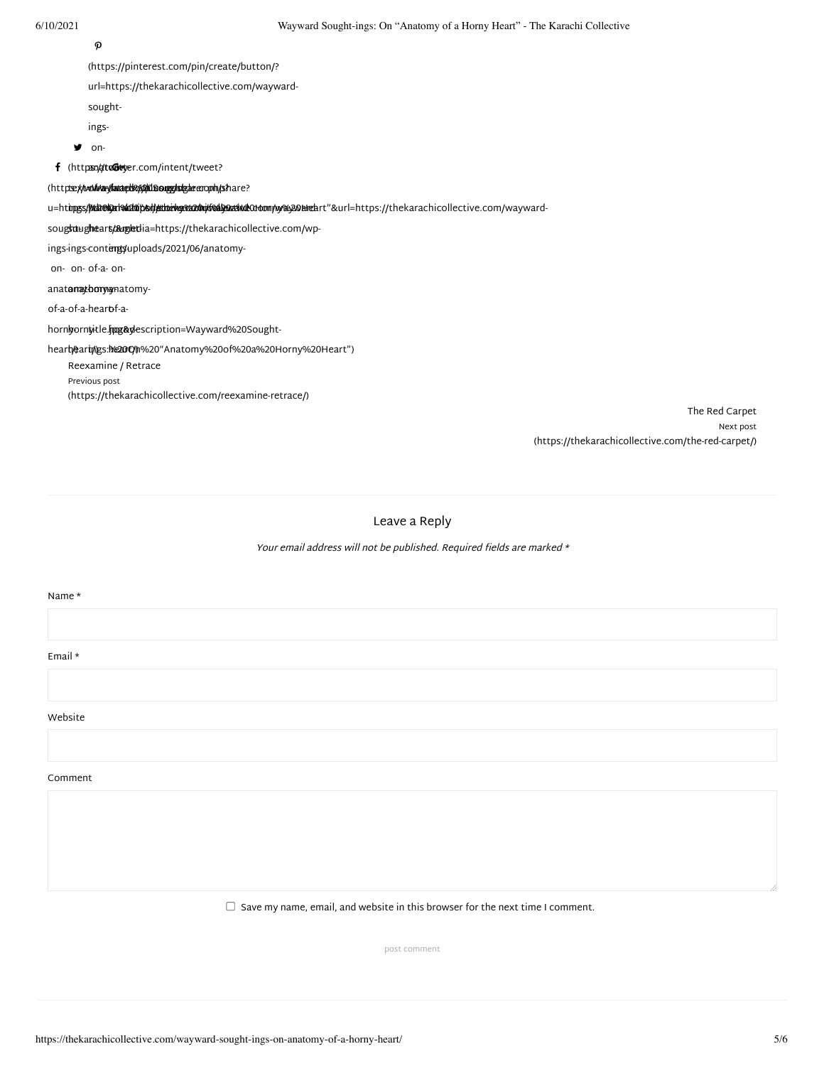(https://pinterest.com/pin/create/button/?url=https://thekarachicollective.com/wayward-sought-ings-on-anatomy-of-a-horny-heart/&media=https://thekarachicollective.com/wp-content/uploads/2021/06/anatomy-of-a-horny-title.jpg&description=Wayward%20Sought-ings:%20On%20"Anatomy%20of%20a%20Horny%20Heart")

(https://twitter.com/intent/tweet?text=Wayward%20Sought-ings:%20On%20"Anatomy%20of%20a%20Horny%20Heart"&url=https://thekarachicollective.com/wayward-sought-ings-on-anatomy-of-a-horny-heart/)

(https://www.facebook.com/sharer.php?u=https://thekarachicollective.com/wayward-sought-ings-on-anatomy-of-a-horny-heart/)

Reexamine / Retrace
Previous post
(https://thekarachicollective.com/reexamine-retrace/)

The Red Carpet
Next post
(https://thekarachicollective.com/the-red-carpet/)

## Leave a Reply

*Your email address will not be published. Required fields are marked **

Name *

Email *

Website

Comment

☐ Save my name, email, and website in this browser for the next time I comment.

post comment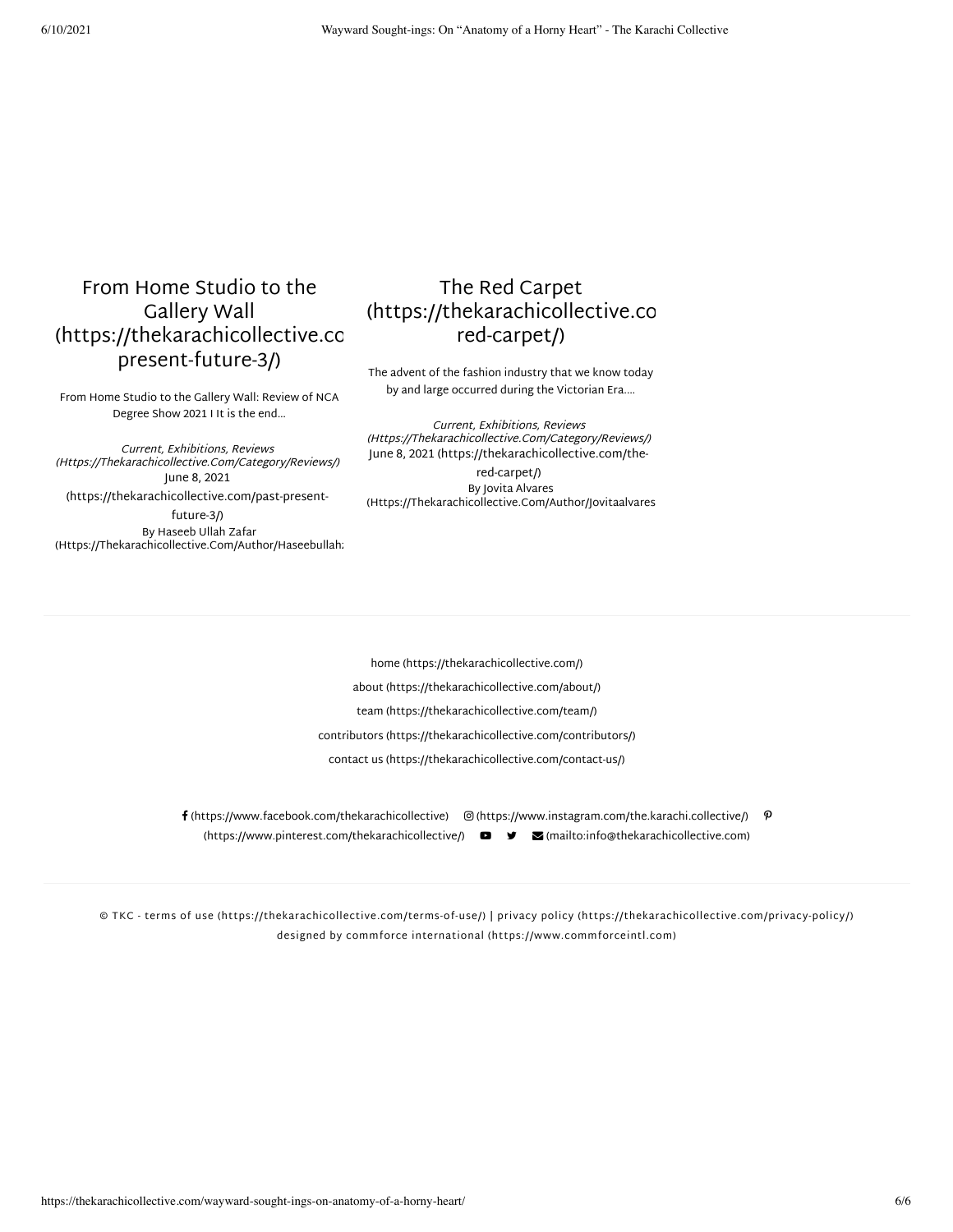## From Home Studio to the Gallery Wall (https://thekarachicollective.co present-future-3/)

From Home Studio to the Gallery Wall: Review of NCA Degree Show 2021 I It is the end...

*Current, Exhibitions, Reviews (Https://Thekarachicollective.Com/Category/Reviews/)*
June 8, 2021 (https://thekarachicollective.com/past-present-future-3/)
By Haseeb Ullah Zafar (Https://Thekarachicollective.Com/Author/Haseebullah

## The Red Carpet (https://thekarachicollective.co red-carpet/)

The advent of the fashion industry that we know today by and large occurred during the Victorian Era....

*Current, Exhibitions, Reviews (Https://Thekarachicollective.Com/Category/Reviews/)*
June 8, 2021 (https://thekarachicollective.com/the-red-carpet/)
By Jovita Alvares (Https://Thekarachicollective.Com/Author/Jovitaalvares

home (https://thekarachicollective.com/)

about (https://thekarachicollective.com/about/)

team (https://thekarachicollective.com/team/)

contributors (https://thekarachicollective.com/contributors/)

contact us (https://thekarachicollective.com/contact-us/)

(https://www.facebook.com/thekarachicollective) (https://www.instagram.com/the.karachi.collective/) (https://www.pinterest.com/thekarachicollective/) (mailto:info@thekarachicollective.com)

© TKC - terms of use (https://thekarachicollective.com/terms-of-use/) | privacy policy (https://thekarachicollective.com/privacy-policy/)
designed by commforce international (https://www.commforceintl.com)